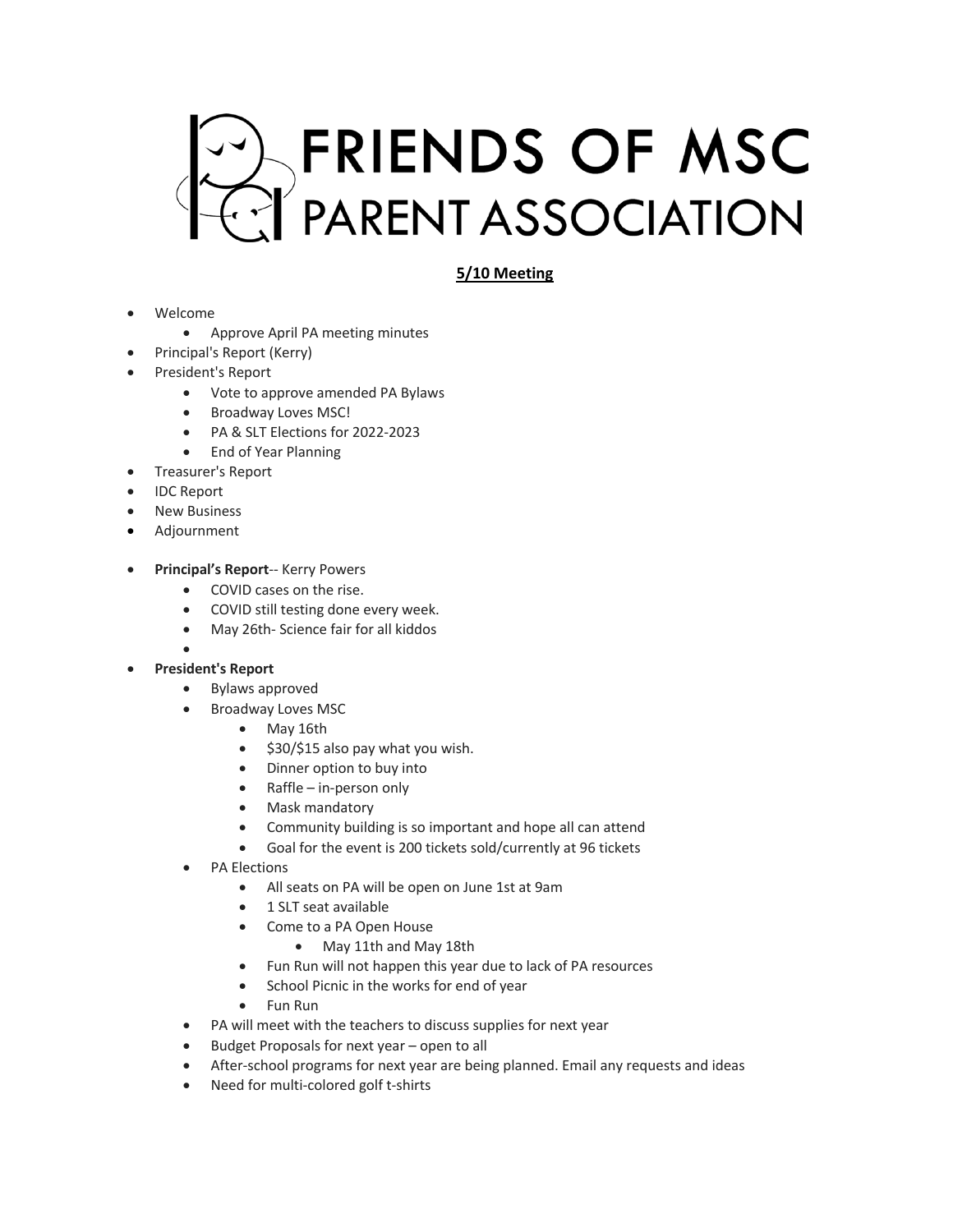# FRIENDS OF MSC PARENT ASSOCIATION

## 5/10 Meeting

- Welcome
  - Approve April PA meeting minutes
- Principal's Report (Kerry)
- President's Report
  - Vote to approve amended PA Bylaws
  - Broadway Loves MSC!
  - PA & SLT Elections for 2022-2023
  - End of Year Planning
- Treasurer's Report
- IDC Report
- New Business
- Adjournment

- **Principal's Report**-- Kerry Powers
  - COVID cases on the rise.
  - COVID still testing done every week.
  - May 26th- Science fair for all kiddos
  - 
- **President's Report**
  - Bylaws approved
  - Broadway Loves MSC
    - May 16th
    - $30/$15 also pay what you wish.
    - Dinner option to buy into
    - Raffle – in-person only
    - Mask mandatory
    - Community building is so important and hope all can attend
    - Goal for the event is 200 tickets sold/currently at 96 tickets
  - PA Elections
    - All seats on PA will be open on June 1st at 9am
    - 1 SLT seat available
    - Come to a PA Open House
      - May 11th and May 18th
    - Fun Run will not happen this year due to lack of PA resources
    - School Picnic in the works for end of year
    - Fun Run
  - PA will meet with the teachers to discuss supplies for next year
  - Budget Proposals for next year – open to all
  - After-school programs for next year are being planned. Email any requests and ideas
  - Need for multi-colored golf t-shirts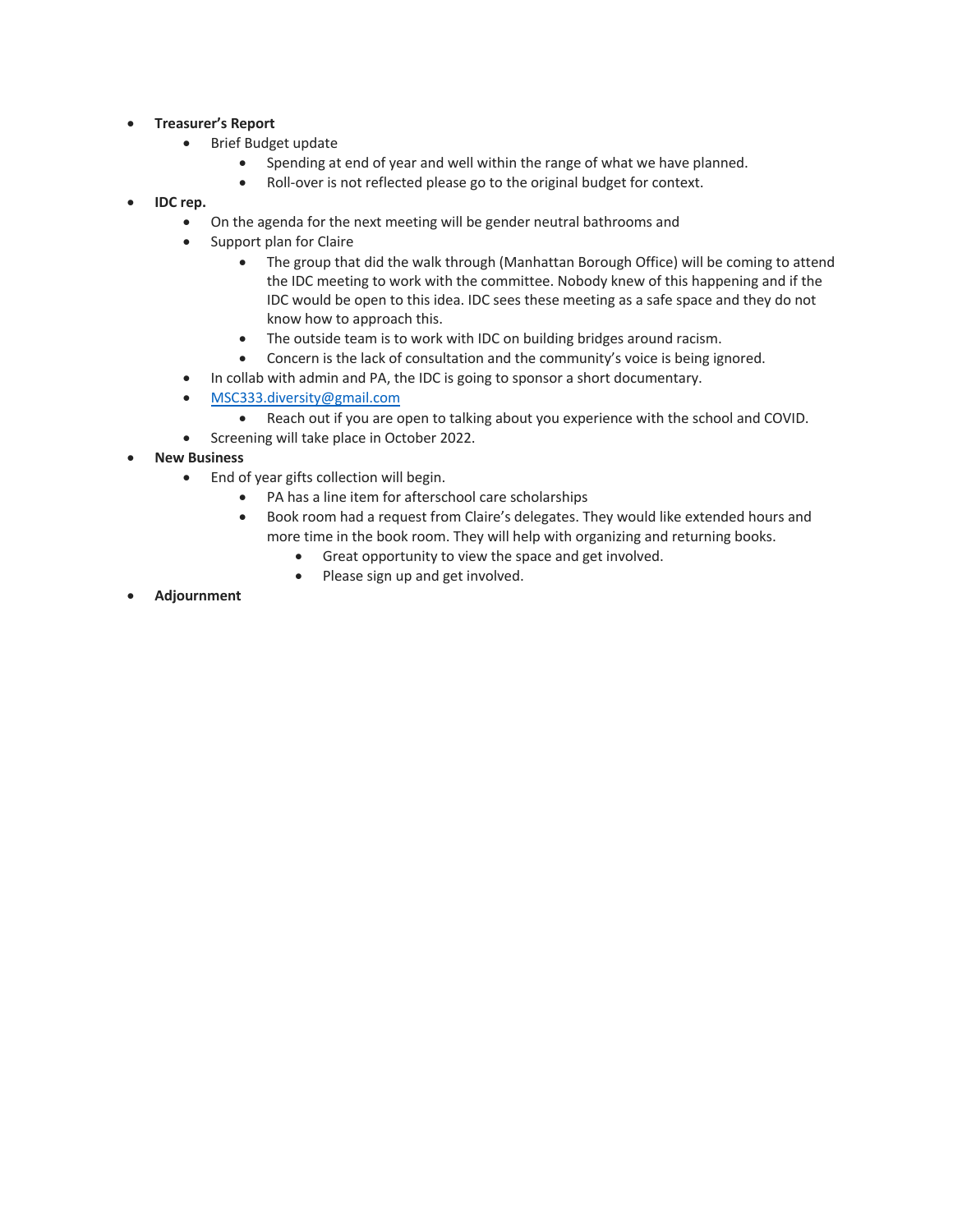- **Treasurer's Report**
  - Brief Budget update
    - Spending at end of year and well within the range of what we have planned.
    - Roll-over is not reflected please go to the original budget for context.
- **IDC rep.**
  - On the agenda for the next meeting will be gender neutral bathrooms and
  - Support plan for Claire
    - The group that did the walk through (Manhattan Borough Office) will be coming to attend the IDC meeting to work with the committee. Nobody knew of this happening and if the IDC would be open to this idea. IDC sees these meeting as a safe space and they do not know how to approach this.
    - The outside team is to work with IDC on building bridges around racism.
    - Concern is the lack of consultation and the community's voice is being ignored.
  - In collab with admin and PA, the IDC is going to sponsor a short documentary.
  - [MSC333.diversity@gmail.com](mailto:MSC333.diversity@gmail.com)
    - Reach out if you are open to talking about you experience with the school and COVID.
  - Screening will take place in October 2022.
- **New Business**
  - End of year gifts collection will begin.
    - PA has a line item for afterschool care scholarships
    - Book room had a request from Claire's delegates. They would like extended hours and more time in the book room. They will help with organizing and returning books.
      - Great opportunity to view the space and get involved.
      - Please sign up and get involved.
- **Adjournment**